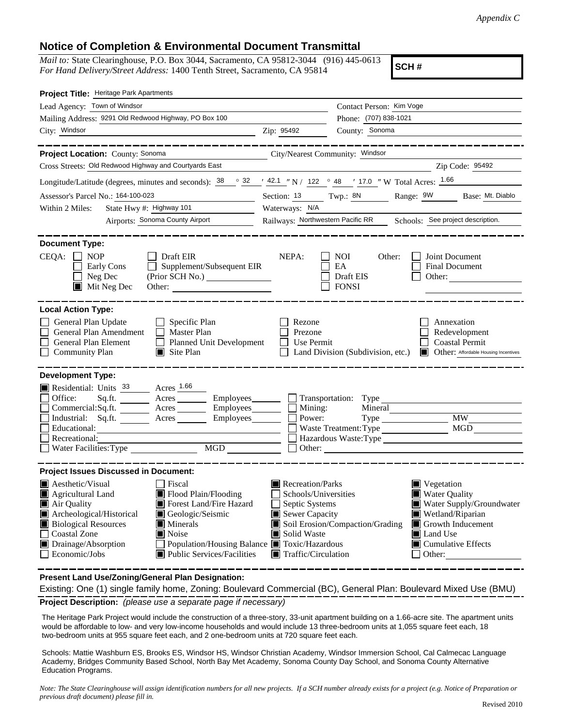*Appendix C*

# Notice of Completion & Environmental Document Transmittal

*Mail to:* State Clearinghouse, P.O. Box 3044, Sacramento, CA 95812-3044 (916) 445-0613
*For Hand Delivery/Street Address:* 1400 Tenth Street, Sacramento, CA 95814

**SCH #**

**Project Title:** Heritage Park Apartments

Lead Agency: Town of Windsor
Contact Person: Kim Voge
Mailing Address: 9291 Old Redwood Highway, PO Box 100
Phone: (707) 838-1021
City: Windsor
Zip: 95492
County: Sonoma

**Project Location:** County: Sonoma
City/Nearest Community: Windsor
Cross Streets: Old Redwood Highway and Courtyards East
Zip Code: 95492
Longitude/Latitude (degrees, minutes and seconds): 38 ° 32 ′ 42.1 ″ N / 122 ° 48 ′ 17.0 ″ W Total Acres: 1.66
Assessor's Parcel No.: 164-100-023
Section: 13 Twp.: 8N Range: 9W Base: Mt. Diablo
Within 2 Miles: State Hwy #: Highway 101
Waterways: N/A
Airports: Sonoma County Airport
Railways: Northwestern Pacific RR
Schools: See project description.

**Document Type:**

CEQA:
- ☐ NOP
- ☐ Early Cons
- ☐ Neg Dec
- ☒ Mit Neg Dec
- ☐ Draft EIR
- ☐ Supplement/Subsequent EIR (Prior SCH No.)
- Other:

NEPA:
- ☐ NOI
- ☐ EA
- ☐ Draft EIS
- ☐ FONSI

Other:
- ☐ Joint Document
- ☐ Final Document
- ☐ Other:

**Local Action Type:**

- ☐ General Plan Update
- ☐ General Plan Amendment
- ☐ General Plan Element
- ☐ Community Plan
- ☐ Specific Plan
- ☐ Master Plan
- ☐ Planned Unit Development
- ☒ Site Plan
- ☐ Rezone
- ☐ Prezone
- ☐ Use Permit
- ☐ Land Division (Subdivision, etc.)
- ☐ Annexation
- ☐ Redevelopment
- ☐ Coastal Permit
- ☒ Other: Affordable Housing Incentives

**Development Type:**

- ☒ Residential: Units 33 Acres 1.66
- ☐ Office: Sq.ft. Acres Employees
- ☐ Commercial: Sq.ft. Acres Employees
- ☐ Industrial: Sq.ft. Acres Employees
- ☐ Educational:
- ☐ Recreational:
- ☐ Water Facilities: Type MGD
- ☐ Transportation: Type
- ☐ Mining: Mineral
- ☐ Power: Type MW
- ☐ Waste Treatment: Type MGD
- ☐ Hazardous Waste: Type
- ☐ Other:

**Project Issues Discussed in Document:**

- ☒ Aesthetic/Visual
- ☒ Agricultural Land
- ☒ Air Quality
- ☒ Archeological/Historical
- ☒ Biological Resources
- ☐ Coastal Zone
- ☒ Drainage/Absorption
- ☐ Economic/Jobs
- ☐ Fiscal
- ☒ Flood Plain/Flooding
- ☒ Forest Land/Fire Hazard
- ☒ Geologic/Seismic
- ☒ Minerals
- ☒ Noise
- ☐ Population/Housing Balance
- ☒ Public Services/Facilities
- ☒ Recreation/Parks
- ☐ Schools/Universities
- ☐ Septic Systems
- ☒ Sewer Capacity
- ☒ Soil Erosion/Compaction/Grading
- ☒ Solid Waste
- ☒ Toxic/Hazardous
- ☒ Traffic/Circulation
- ☒ Vegetation
- ☒ Water Quality
- ☒ Water Supply/Groundwater
- ☒ Wetland/Riparian
- ☒ Growth Inducement
- ☒ Land Use
- ☒ Cumulative Effects
- ☐ Other:

**Present Land Use/Zoning/General Plan Designation:**

Existing: One (1) single family home, Zoning: Boulevard Commercial (BC), General Plan: Boulevard Mixed Use (BMU)

**Project Description:** *(please use a separate page if necessary)*

The Heritage Park Project would include the construction of a three-story, 33-unit apartment building on a 1.66-acre site. The apartment units would be affordable to low- and very low-income households and would include 13 three-bedroom units at 1,055 square feet each, 18 two-bedroom units at 955 square feet each, and 2 one-bedroom units at 720 square feet each.

Schools: Mattie Washburn ES, Brooks ES, Windsor HS, Windsor Christian Academy, Windsor Immersion School, Cal Calmecac Language Academy, Bridges Community Based School, North Bay Met Academy, Sonoma County Day School, and Sonoma County Alternative Education Programs.

*Note: The State Clearinghouse will assign identification numbers for all new projects. If a SCH number already exists for a project (e.g. Notice of Preparation or previous draft document) please fill in.*

Revised 2010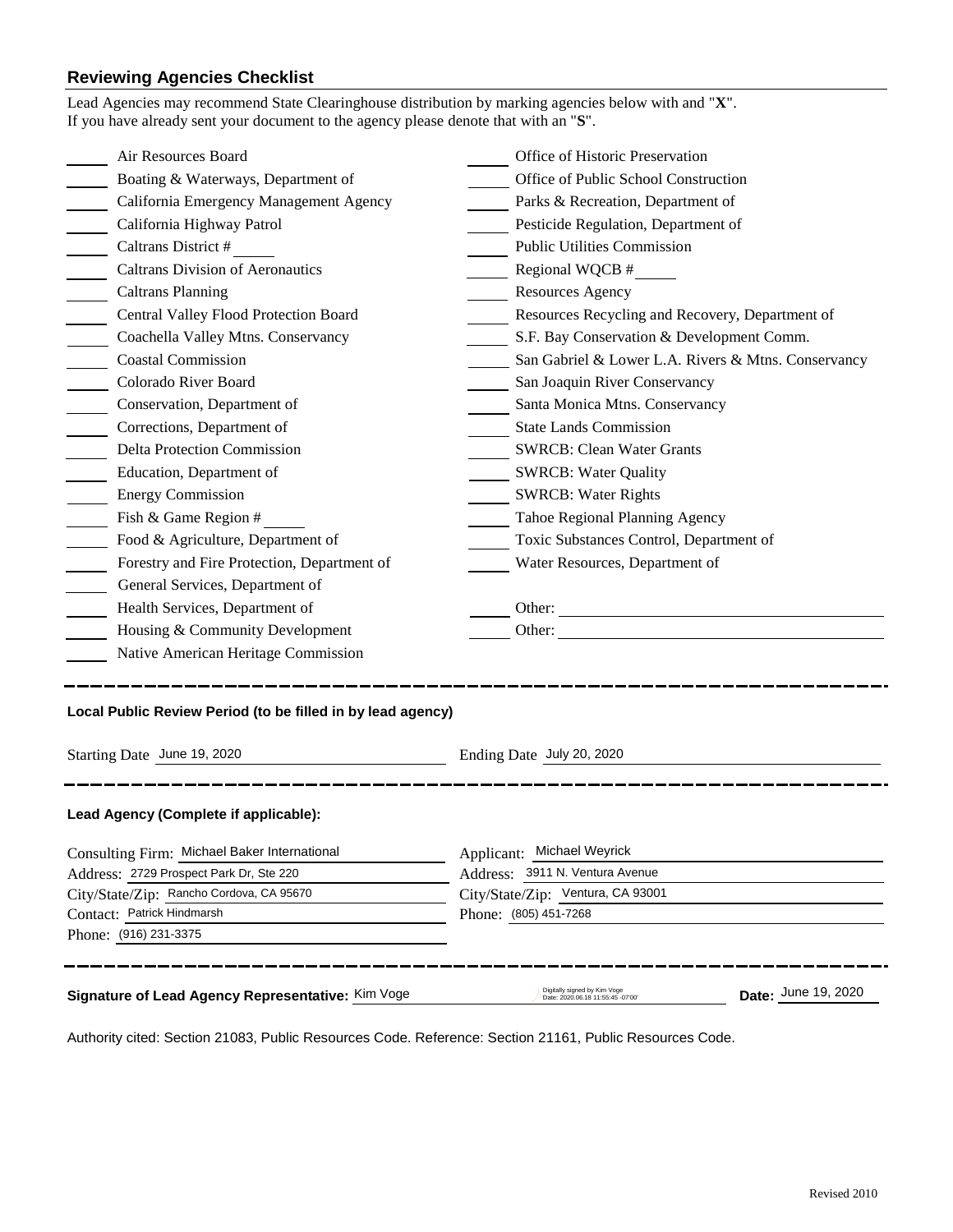## Reviewing Agencies Checklist

Lead Agencies may recommend State Clearinghouse distribution by marking agencies below with and "**X**".
If you have already sent your document to the agency please denote that with an "**S**".

| | | | |
|---|---|---|---|
| ____ | Air Resources Board | ____ | Office of Historic Preservation |
| ____ | Boating & Waterways, Department of | ____ | Office of Public School Construction |
| ____ | California Emergency Management Agency | ____ | Parks & Recreation, Department of |
| ____ | California Highway Patrol | ____ | Pesticide Regulation, Department of |
| ____ | Caltrans District # ____ | ____ | Public Utilities Commission |
| ____ | Caltrans Division of Aeronautics | ____ | Regional WQCB # ____ |
| ____ | Caltrans Planning | ____ | Resources Agency |
| ____ | Central Valley Flood Protection Board | ____ | Resources Recycling and Recovery, Department of |
| ____ | Coachella Valley Mtns. Conservancy | ____ | S.F. Bay Conservation & Development Comm. |
| ____ | Coastal Commission | ____ | San Gabriel & Lower L.A. Rivers & Mtns. Conservancy |
| ____ | Colorado River Board | ____ | San Joaquin River Conservancy |
| ____ | Conservation, Department of | ____ | Santa Monica Mtns. Conservancy |
| ____ | Corrections, Department of | ____ | State Lands Commission |
| ____ | Delta Protection Commission | ____ | SWRCB: Clean Water Grants |
| ____ | Education, Department of | ____ | SWRCB: Water Quality |
| ____ | Energy Commission | ____ | SWRCB: Water Rights |
| ____ | Fish & Game Region # ____ | ____ | Tahoe Regional Planning Agency |
| ____ | Food & Agriculture, Department of | ____ | Toxic Substances Control, Department of |
| ____ | Forestry and Fire Protection, Department of | ____ | Water Resources, Department of |
| ____ | General Services, Department of | | |
| ____ | Health Services, Department of | ____ | Other: ____________________ |
| ____ | Housing & Community Development | ____ | Other: ____________________ |
| ____ | Native American Heritage Commission | | |

---

**Local Public Review Period (to be filled in by lead agency)**

Starting Date June 19, 2020 Ending Date July 20, 2020

---

**Lead Agency (Complete if applicable):**

| | |
|---|---|
| Consulting Firm: Michael Baker International | Applicant: Michael Weyrick |
| Address: 2729 Prospect Park Dr, Ste 220 | Address: 3911 N. Ventura Avenue |
| City/State/Zip: Rancho Cordova, CA 95670 | City/State/Zip: Ventura, CA 93001 |
| Contact: Patrick Hindmarsh | Phone: (805) 451-7268 |
| Phone: (916) 231-3375 | |

---

**Signature of Lead Agency Representative:** Kim Voge Digitally signed by Kim Voge Date: 2020.06.18 11:55:45 -07'00' **Date:** June 19, 2020

Authority cited: Section 21083, Public Resources Code. Reference: Section 21161, Public Resources Code.

Revised 2010